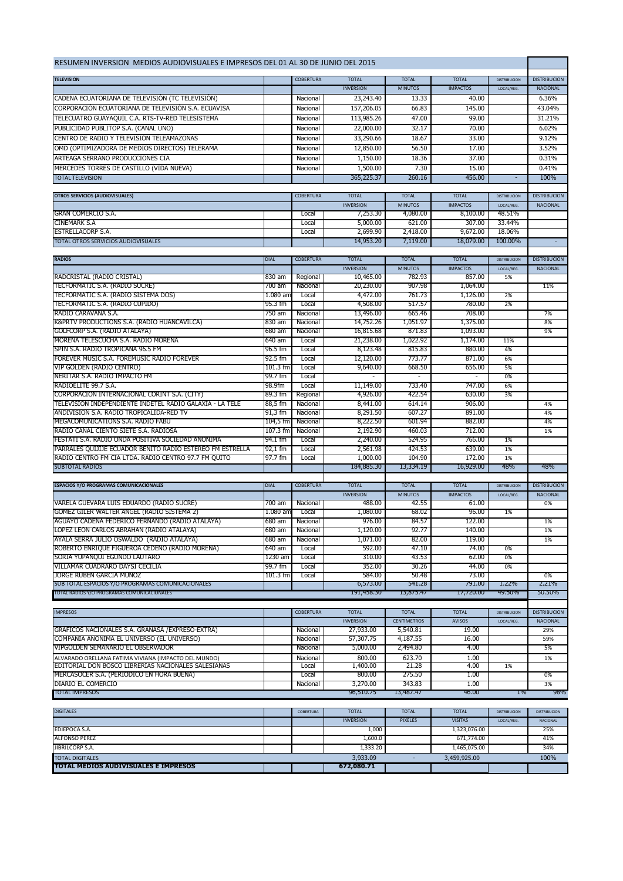# RESUMEN INVERSION MEDIOS AUDIOVISUALES E IMPRESOS DEL 01 AL 30 DE JUNIO DEL 2015

| TELEVISION | | COBERTURA | TOTAL | TOTAL | TOTAL | DISTRIBUCION | DISTRIBUCION |
|---|---|---|---|---|---|---|---|
| | | | INVERSION | MINUTOS | IMPACTOS | LOCAL/REG. | NACIONAL |
| CADENA ECUATORIANA DE TELEVISIÓN (TC TELEVISIÓN) | | Nacional | 23,243.40 | 13.33 | 40.00 | | 6.36% |
| CORPORACIÓN ECUATORIANA DE TELEVISIÓN S.A. ECUAVISA | | Nacional | 157,206.05 | 66.83 | 145.00 | | 43.04% |
| TELECUATRO GUAYAQUIL C.A. RTS-TV-RED TELESISTEMA | | Nacional | 113,985.26 | 47.00 | 99.00 | | 31.21% |
| PUBLICIDAD PUBLITOP S.A. (CANAL UNO) | | Nacional | 22,000.00 | 32.17 | 70.00 | | 6.02% |
| CENTRO DE RADIO Y TELEVISION TELEAMAZONAS | | Nacional | 33,290.66 | 18.67 | 33.00 | | 9.12% |
| OMD (OPTIMIZADORA DE MEDIOS DIRECTOS) TELERAMA | | Nacional | 12,850.00 | 56.50 | 17.00 | | 3.52% |
| ARTEAGA SERRANO PRODUCCIONES CIA | | Nacional | 1,150.00 | 18.36 | 37.00 | | 0.31% |
| MERCEDES TORRES DE CASTILLO (VIDA NUEVA) | | Nacional | 1,500.00 | 7.30 | 15.00 | | 0.41% |
| TOTAL TELEVISION | | | 365,225.37 | 260.16 | 456.00 | - | 100% |

| OTROS SERVICIOS (AUDIOVISUALES) | | COBERTURA | TOTAL | TOTAL | TOTAL | DISTRIBUCION | DISTRIBUCION |
|---|---|---|---|---|---|---|---|
| | | | INVERSION | MINUTOS | IMPACTOS | LOCAL/REG. | NACIONAL |
| GRAN COMERCIO S.A. | | Local | 7,253.30 | 4,080.00 | 8,100.00 | 48.51% | |
| CINEMARK S.A | | Local | 5,000.00 | 621.00 | 307.00 | 33.44% | |
| ESTRELLACORP S.A. | | Local | 2,699.90 | 2,418.00 | 9,672.00 | 18.06% | |
| TOTAL OTROS SERVICIOS AUDIOVISUALES | | | 14,953.20 | 7,119.00 | 18,079.00 | 100.00% | - |

| RADIOS | DIAL | COBERTURA | TOTAL | TOTAL | TOTAL | DISTRIBUCION | DISTRIBUCION |
|---|---|---|---|---|---|---|---|
| | | | INVERSION | MINUTOS | IMPACTOS | LOCAL/REG. | NACIONAL |
| RADCRISTAL (RADIO CRISTAL) | 830 am | Regional | 10,465.00 | 782.93 | 857.00 | 5% | |
| TECFORMATIC S.A. (RADIO SUCRE) | 700 am | Nacional | 20,230.00 | 907.98 | 1,064.00 | | 11% |
| TECFORMATIC S.A. (RADIO SISTEMA DOS) | 1.080 am | Local | 4,472.00 | 761.73 | 1,126.00 | 2% | |
| TECFORMATIC S.A. (RADIO CUPIDO) | 95.3 fm | Local | 4,508.00 | 517.57 | 780.00 | 2% | |
| RADIO CARAVANA S.A. | 750 am | Nacional | 13,496.00 | 665.46 | 708.00 | | 7% |
| K&PRTV PRODUCTIONS S.A. (RADIO HUANCAVILCA) | 830 am | Nacional | 14,752.26 | 1,051.97 | 1,375.00 | | 8% |
| GOLFCORP S.A. (RADIO ATALAYA) | 680 am | Nacional | 16,815.68 | 871.83 | 1,093.00 | | 9% |
| MORENA TELESCUCHA S.A. RADIO MORENA | 640 am | Local | 21,238.00 | 1,022.92 | 1,174.00 | 11% | |
| SPIN S.A. RADIO TROPICANA 96.5 FM | 96.5 fm | Local | 8,123.48 | 815.83 | 880.00 | 4% | |
| FOREVER MUSIC S.A. FOREMUSIC RADIO FOREVER | 92.5 fm | Local | 12,120.00 | 773.77 | 871.00 | 6% | |
| VIP GOLDEN (RADIO CENTRO) | 101.3 fm | Local | 9,640.00 | 668.50 | 656.00 | 5% | |
| NERITAR S.A. RADIO IMPACTO FM | 99.7 fm | Local | - | - | - | 0% | |
| RADIOELITE 99.7 S.A. | 98.9fm | Local | 11,149.00 | 733.40 | 747.00 | 6% | |
| CORPORACION INTERNACIONAL CORINT S.A. (CITY) | 89.3 fm | Regional | 4,926.00 | 422.54 | 630.00 | 3% | |
| TELEVISION INDEPENDIENTE INDETEL RADIO GALAXIA - LA TELE | 88,5 fm | Nacional | 8,441.00 | 614.14 | 906.00 | | 4% |
| ANDIVISION S.A. RADIO TROPICALIDA-RED TV | 91,3 fm | Nacional | 8,291.50 | 607.27 | 891.00 | | 4% |
| MEGACOMUNICATIONS S.A. RADIO FABU | 104,5 fm | Nacional | 8,222.50 | 601.94 | 882.00 | | 4% |
| RADIO CANAL CIENTO SIETE S.A. RADIOSA | 107.3 fm | Nacional | 2,192.90 | 460.03 | 712.00 | | 1% |
| FESTATI S.A. RADIO ONDA POSITIVA SOCIEDAD ANONIMA | 94.1 fm | Local | 2,240.00 | 524.95 | 766.00 | 1% | |
| PARRALES QUIJIJE ECUADOR BENITO RADIO ESTEREO FM ESTRELLA | 92,1 fm | Local | 2,561.98 | 424.53 | 639.00 | 1% | |
| RADIO CENTRO FM CIA LTDA. RADIO CENTRO 97.7 FM QUITO | 97.7 fm | Local | 1,000.00 | 104.90 | 172.00 | 1% | |
| SUBTOTAL RADIOS | | | 184,885.30 | 13,334.19 | 16,929.00 | 48% | 48% |

| ESPACIOS Y/O PROGRAMAS COMUNICACIONALES | DIAL | COBERTURA | TOTAL | TOTAL | TOTAL | DISTRIBUCION | DISTRIBUCION |
|---|---|---|---|---|---|---|---|
| | | | INVERSION | MINUTOS | IMPACTOS | LOCAL/REG. | NACIONAL |
| VARELA GUEVARA LUIS EDUARDO (RADIO SUCRE) | 700 am | Nacional | 488.00 | 42.55 | 61.00 | | 0% |
| GOMEZ GILER WALTER ANGEL (RADIO SISTEMA 2) | 1.080 am | Local | 1,080.00 | 68.02 | 96.00 | 1% | |
| AGUAYO CADENA FEDERICO FERNANDO (RADIO ATALAYA) | 680 am | Nacional | 976.00 | 84.57 | 122.00 | | 1% |
| LOPEZ LEON CARLOS ABRAHAN (RADIO ATALAYA) | 680 am | Nacional | 1,120.00 | 92.77 | 140.00 | | 1% |
| AYALA SERRA JULIO OSWALDO (RADIO ATALAYA) | 680 am | Nacional | 1,071.00 | 82.00 | 119.00 | | 1% |
| ROBERTO ENRIQUE FIGUEROA CEDEÑO (RADIO MORENA) | 640 am | Local | 592.00 | 47.10 | 74.00 | 0% | |
| SORIA YUPANQUI EGUNDO LAUTARO | 1230 am | Local | 310.00 | 43.53 | 62.00 | 0% | |
| VILLAMAR CUADRARO DAYSI CECILIA | 99.7 fm | Local | 352.00 | 30.26 | 44.00 | 0% | |
| JORGE RUBEN GARCIA MUÑOZ | 101.3 fm | Local | 584.00 | 50.48 | 73.00 | | 0% |
| SUB TOTAL ESPACIOS Y/O PROGRAMAS COMUNICACIONALES | | | 6,573.00 | 541.28 | 791.00 | 1.22% | 2.21% |
| TOTAL RADIOS Y/O PROGRAMAS COMUNICACIONALES | | | 191,458.30 | 13,875.47 | 17,720.00 | 49.50% | 50.50% |

| IMPRESOS | | COBERTURA | TOTAL | TOTAL | TOTAL | DISTRIBUCION | DISTRIBUCION |
|---|---|---|---|---|---|---|---|
| | | | INVERSION | CENTIMETROS | AVISOS | LOCAL/REG. | NACIONAL |
| GRAFICOS NACIONALES S.A. GRANASA /EXPRESO-EXTRA) | | Nacional | 27,933.00 | 5,540.81 | 19.00 | | 29% |
| COMPAÑIA ANONIMA EL UNIVERSO (EL UNIVERSO) | | Nacional | 57,307.75 | 4,187.55 | 16.00 | | 59% |
| VIPGOLDEN SEMANARIO EL OBSERVADOR | | Nacional | 5,000.00 | 2,494.80 | 4.00 | | 5% |
| ALVARADO ORELLANA FATIMA VIVIANA (IMPACTO DEL MUNDO) | | Nacional | 800.00 | 623.70 | 1.00 | | 1% |
| EDITORIAL DON BOSCO LIBRERIAS NACIONALES SALESIANAS | | Local | 1,400.00 | 21.28 | 4.00 | 1% | |
| MERCASOCER S.A. (PERIODICO EN HORA BUENA) | | Local | 800.00 | 275.50 | 1.00 | | 0% |
| DIARIO EL COMERCIO | | Nacional | 3,270.00 | 343.83 | 1.00 | | 3% |
| TOTAL IMPRESOS | | | 96,510.75 | 13,487.47 | 46.00 | 1% | 98% |

| DIGITALES | | COBERTURA | TOTAL | TOTAL | TOTAL | DISTRIBUCION | DISTRIBUCION |
|---|---|---|---|---|---|---|---|
| | | | INVERSION | PIXELES | VISITAS | LOCAL/REG. | NACIONAL |
| EDIEPOCA S.A. | | | 1,000 | | 1,323,076.00 | | 25% |
| ALFONSO PEREZ | | | 1,600.0 | | 671,774.00 | | 41% |
| JIBRILCORP S.A. | | | 1,333.20 | | 1,465,075.00 | | 34% |
| TOTAL DIGITALES | | | 3,933.09 | - | 3,459,925.00 | | 100% |
| **TOTAL MEDIOS AUDIVISUALES E IMPRESOS** | | | **672,080.71** | | | | |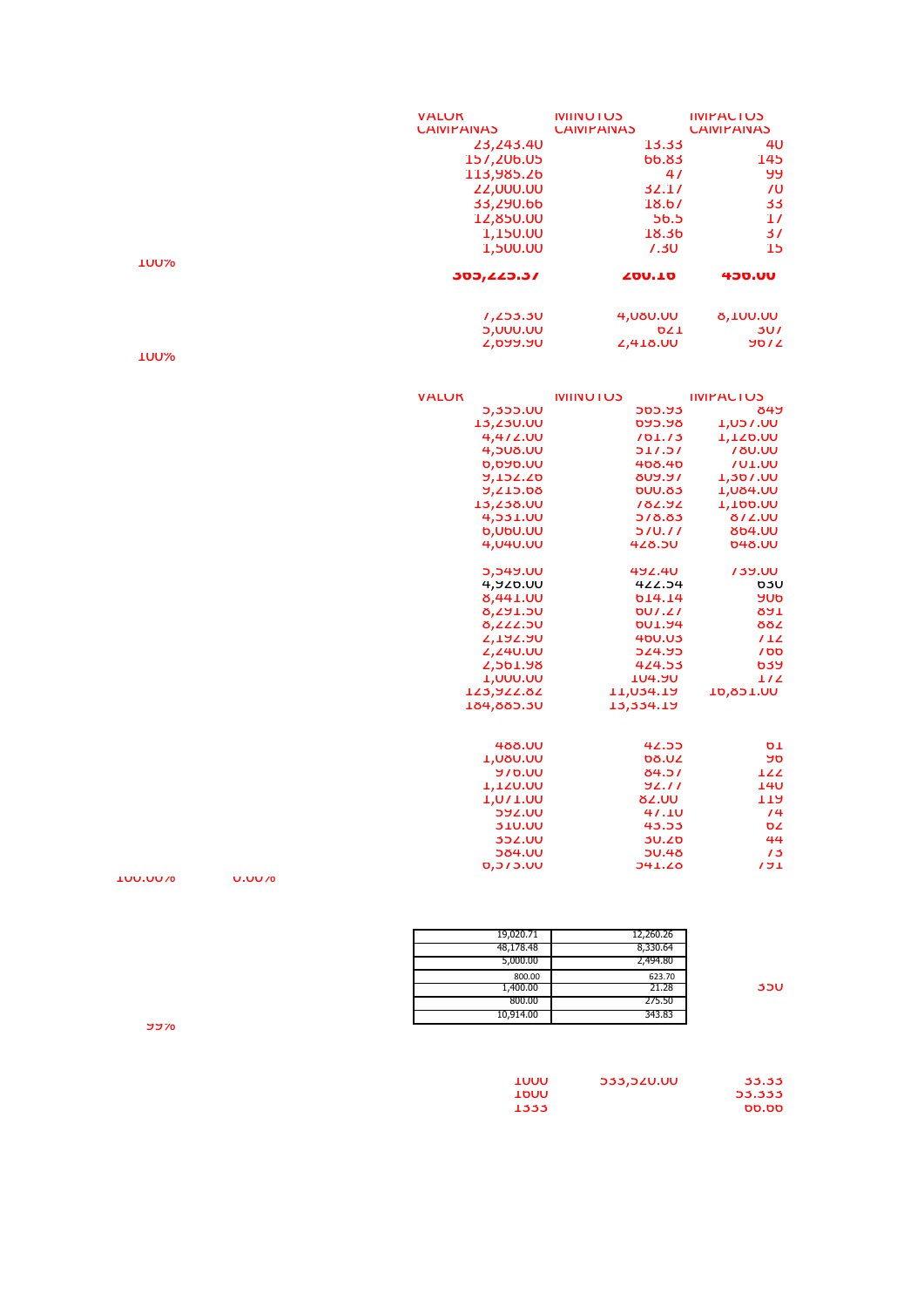| | VALOR CAMPAÑAS | MINUTOS CAMPAÑAS | IMPACTOS CAMPAÑAS |
|---|---|---|---|
| | 23,243.40 | 13.33 | 40 |
| | 157,206.05 | 66.83 | 145 |
| | 113,985.26 | 47 | 99 |
| | 22,000.00 | 32.17 | 70 |
| | 33,290.66 | 18.67 | 33 |
| | 12,850.00 | 56.5 | 17 |
| | 1,150.00 | 18.36 | 37 |
| | 1,500.00 | 7.30 | 15 |
| 100% | | | |
| | **365,225.37** | **260.16** | **456.00** |

| | | | |
|---|---|---|---|
| | 7,253.30 | 4,080.00 | 8,100.00 |
| | 5,000.00 | 621 | 307 |
| | 2,699.90 | 2,418.00 | 9672 |
| 100% | | | |

| VALOR | MINUTOS | IMPACTOS |
|---|---|---|
| 5,355.00 | 565.93 | 849 |
| 13,230.00 | 695.98 | 1,057.00 |
| 4,472.00 | 761.73 | 1,126.00 |
| 4,508.00 | 517.57 | 780.00 |
| 6,696.00 | 468.46 | 701.00 |
| 9,152.26 | 809.97 | 1,367.00 |
| 9,215.68 | 600.83 | 1,084.00 |
| 13,238.00 | 782.92 | 1,166.00 |
| 4,531.00 | 578.83 | 872.00 |
| 6,060.00 | 570.77 | 864.00 |
| 4,040.00 | 428.50 | 648.00 |
| | | |
| 5,549.00 | 492.40 | 739.00 |
| 4,926.00 | 422.54 | 630 |
| 8,441.00 | 614.14 | 906 |
| 8,291.50 | 607.27 | 891 |
| 8,222.50 | 601.94 | 882 |
| 2,192.90 | 460.03 | 712 |
| 2,240.00 | 524.95 | 766 |
| 2,561.98 | 424.53 | 639 |
| 1,000.00 | 104.90 | 172 |
| 123,922.82 | 11,034.19 | 16,851.00 |
| 184,885.30 | 13,334.19 | |

| | | | | |
|---|---|---|---|---|
| | | 488.00 | 42.55 | 61 |
| | | 1,080.00 | 68.02 | 96 |
| | | 976.00 | 84.57 | 122 |
| | | 1,120.00 | 92.77 | 140 |
| | | 1,071.00 | 82.00 | 119 |
| | | 592.00 | 47.10 | 74 |
| | | 310.00 | 43.53 | 62 |
| | | 352.00 | 30.26 | 44 |
| | | 584.00 | 50.48 | 73 |
| | | 6,573.00 | 541.28 | 791 |
| 100.00% | 0.00% | | | |

| | | |
|---|---|---|
| 19,020.71 | 12,260.26 | |
| 48,178.48 | 8,330.64 | |
| 5,000.00 | 2,494.80 | |
| 800.00 | 623.70 | |
| 1,400.00 | 21.28 | 350 |
| 800.00 | 275.50 | |
| 10,914.00 | 343.83 | |

99%

| | | |
|---|---|---|
| 1000 | 533,520.00 | 33.33 |
| 1600 | | 53.333 |
| 1333 | | 66.66 |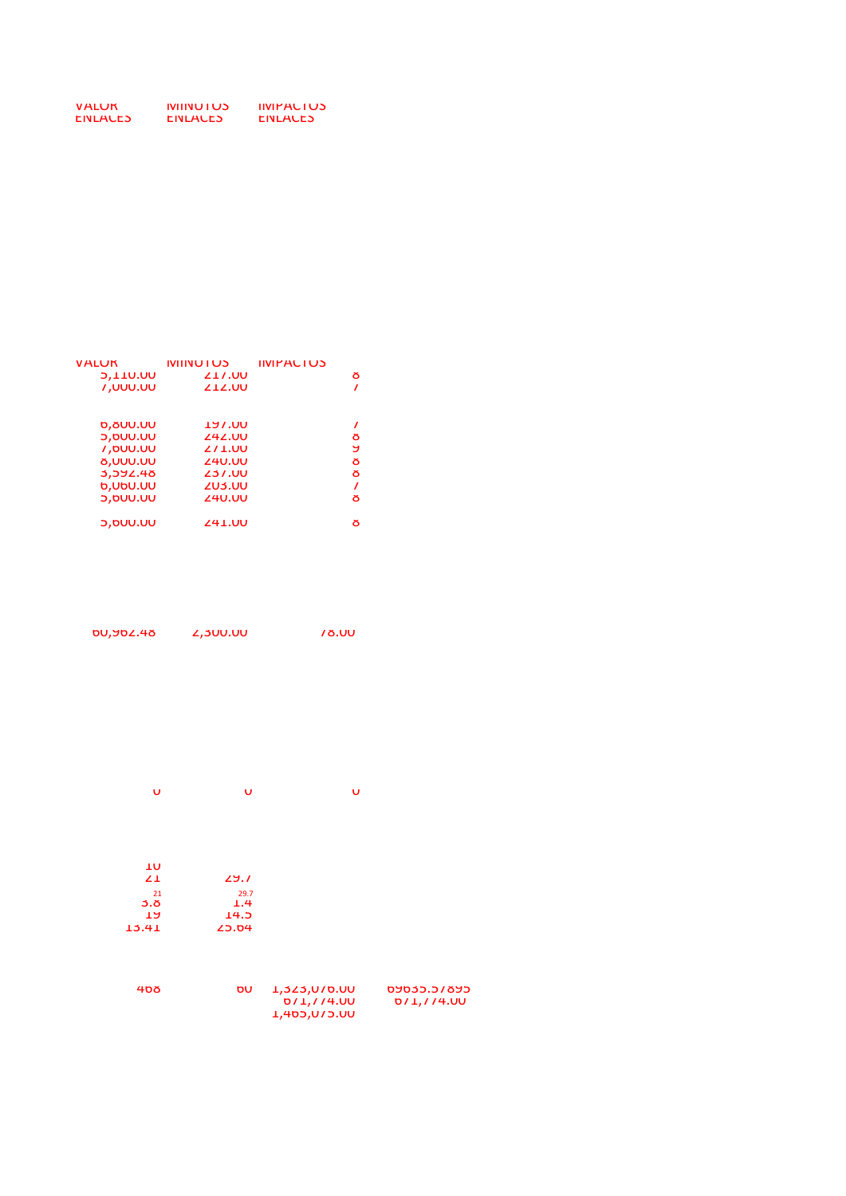| VALOR ENLACES | MINUTOS ENLACES | IMPACTOS ENLACES |
| --- | --- | --- |

| VALOR | MINUTOS | IMPACTOS |
| --- | --- | --- |
| 5,110.00 | 217.00 | 8 |
| 7,000.00 | 212.00 | 7 |
| | | |
| 6,800.00 | 197.00 | 7 |
| 5,600.00 | 242.00 | 8 |
| 7,600.00 | 271.00 | 9 |
| 8,000.00 | 240.00 | 8 |
| 3,592.48 | 237.00 | 8 |
| 6,060.00 | 203.00 | 7 |
| 5,600.00 | 240.00 | 8 |
| | | |
| 5,600.00 | 241.00 | 8 |
| 60,962.48 | 2,300.00 | 78.00 |
| 0 | 0 | 0 |

| | | | |
| --- | --- | --- | --- |
| 10 | | | |
| 21 | 29.7 | | |
| 21 | 29.7 | | |
| 3.8 | 1.4 | | |
| 19 | 14.5 | | |
| 13.41 | 25.64 | | |
| 468 | 60 | 1,323,076.00 | 69635.57895 |
| | | 671,774.00 | 671,774.00 |
| | | 1,465,075.00 | |